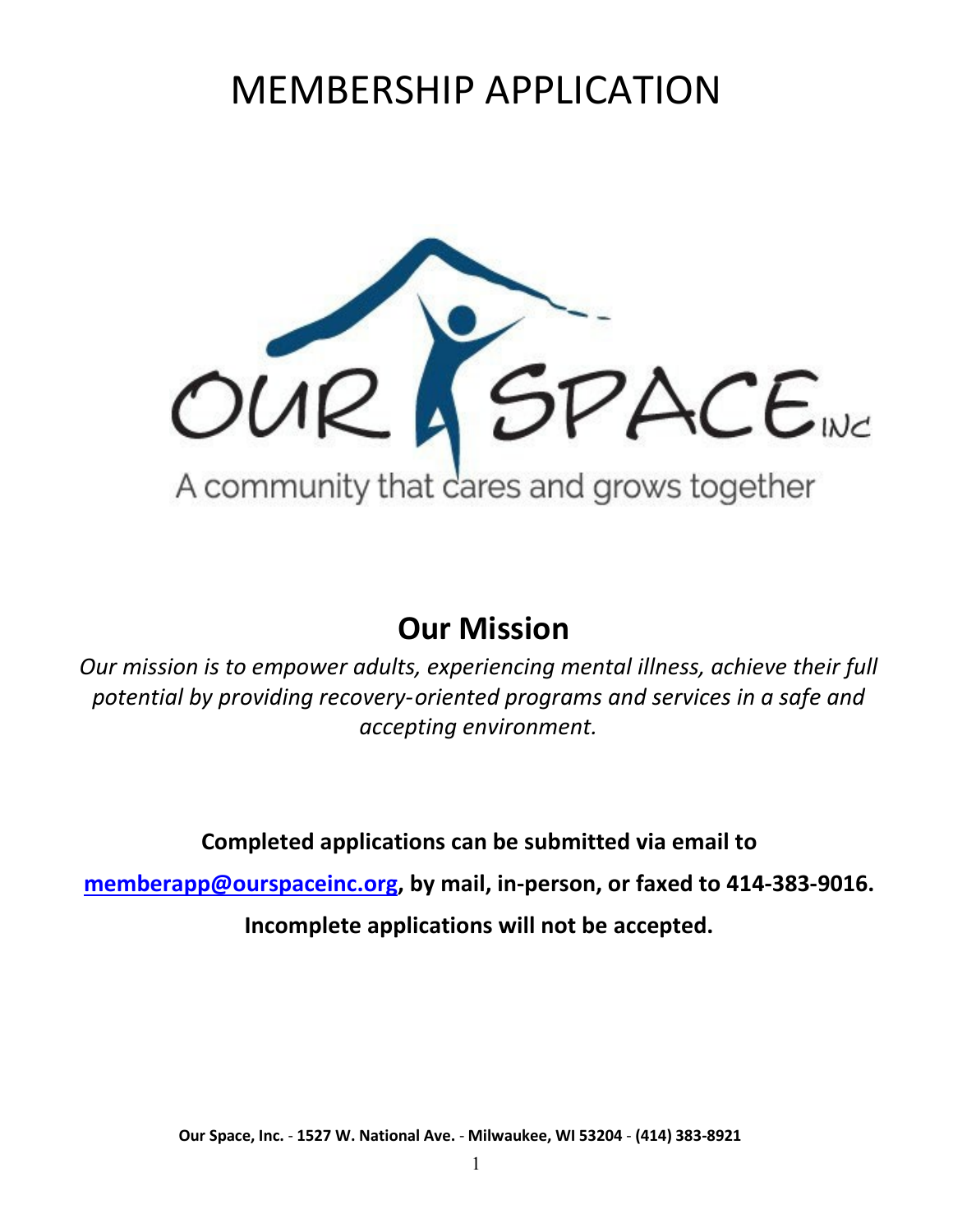# MEMBERSHIP APPLICATION

OUR SPACE INC

A community that cares and grows together

## Our Mission

*Our mission is to empower adults, experiencing mental illness, achieve their full potential by providing recovery-oriented programs and services in a safe and accepting environment.*

**Completed applications can be submitted via email to**

**memberapp@ourspaceinc.org, by mail, in-person, or faxed to 414-383-9016.**

**Incomplete applications will not be accepted.**

**Our Space, Inc. - 1527 W. National Ave. - Milwaukee, WI 53204 - (414) 383-8921**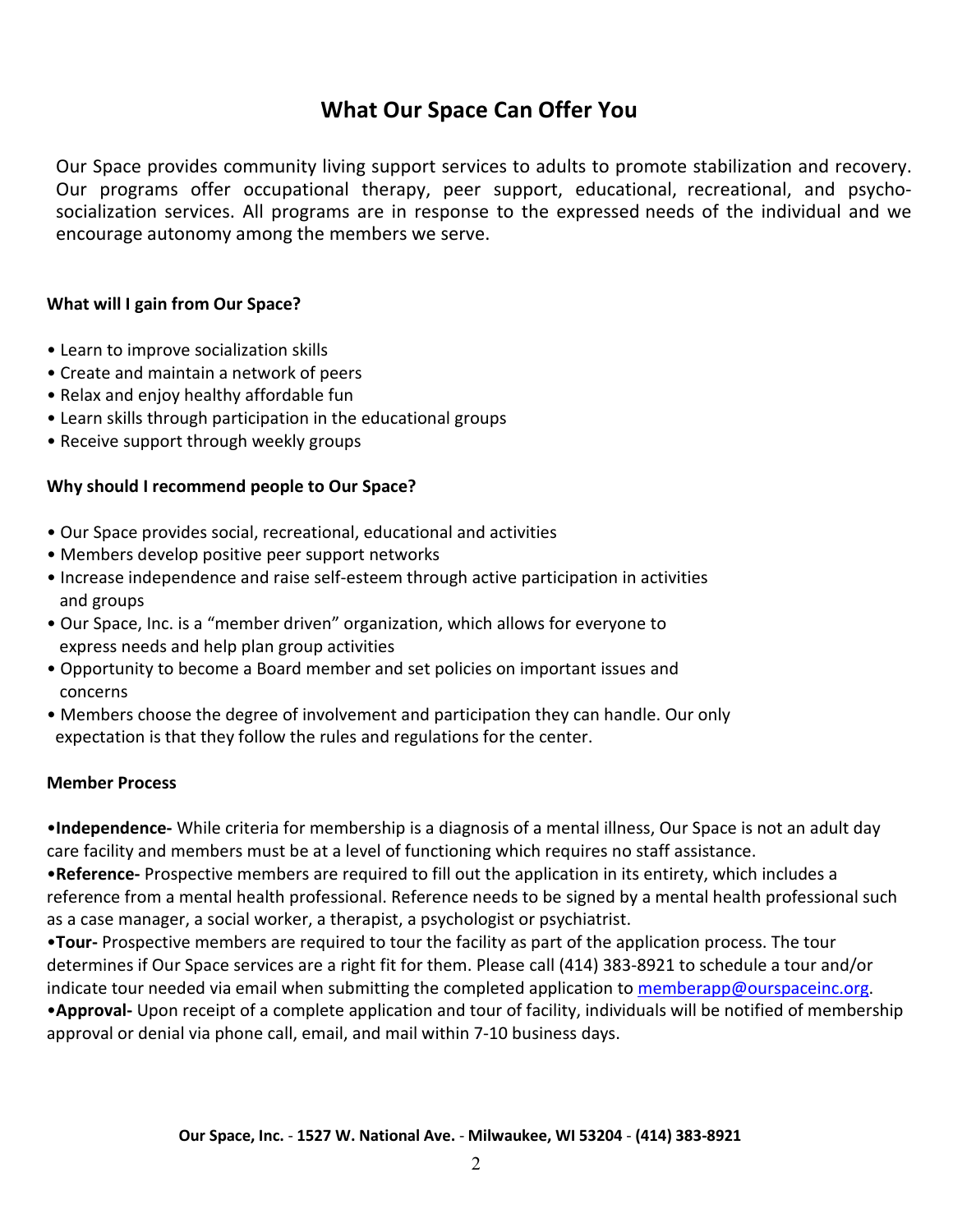# What Our Space Can Offer You

Our Space provides community living support services to adults to promote stabilization and recovery. Our programs offer occupational therapy, peer support, educational, recreational, and psycho-socialization services. All programs are in response to the expressed needs of the individual and we encourage autonomy among the members we serve.

**What will I gain from Our Space?**

- Learn to improve socialization skills
- Create and maintain a network of peers
- Relax and enjoy healthy affordable fun
- Learn skills through participation in the educational groups
- Receive support through weekly groups

**Why should I recommend people to Our Space?**

- Our Space provides social, recreational, educational and activities
- Members develop positive peer support networks
- Increase independence and raise self-esteem through active participation in activities and groups
- Our Space, Inc. is a "member driven" organization, which allows for everyone to express needs and help plan group activities
- Opportunity to become a Board member and set policies on important issues and concerns
- Members choose the degree of involvement and participation they can handle. Our only expectation is that they follow the rules and regulations for the center.

**Member Process**

- **Independence-** While criteria for membership is a diagnosis of a mental illness, Our Space is not an adult day care facility and members must be at a level of functioning which requires no staff assistance.
- **Reference-** Prospective members are required to fill out the application in its entirety, which includes a reference from a mental health professional. Reference needs to be signed by a mental health professional such as a case manager, a social worker, a therapist, a psychologist or psychiatrist.
- **Tour-** Prospective members are required to tour the facility as part of the application process. The tour determines if Our Space services are a right fit for them. Please call (414) 383-8921 to schedule a tour and/or indicate tour needed via email when submitting the completed application to memberapp@ourspaceinc.org.
- **Approval-** Upon receipt of a complete application and tour of facility, individuals will be notified of membership approval or denial via phone call, email, and mail within 7-10 business days.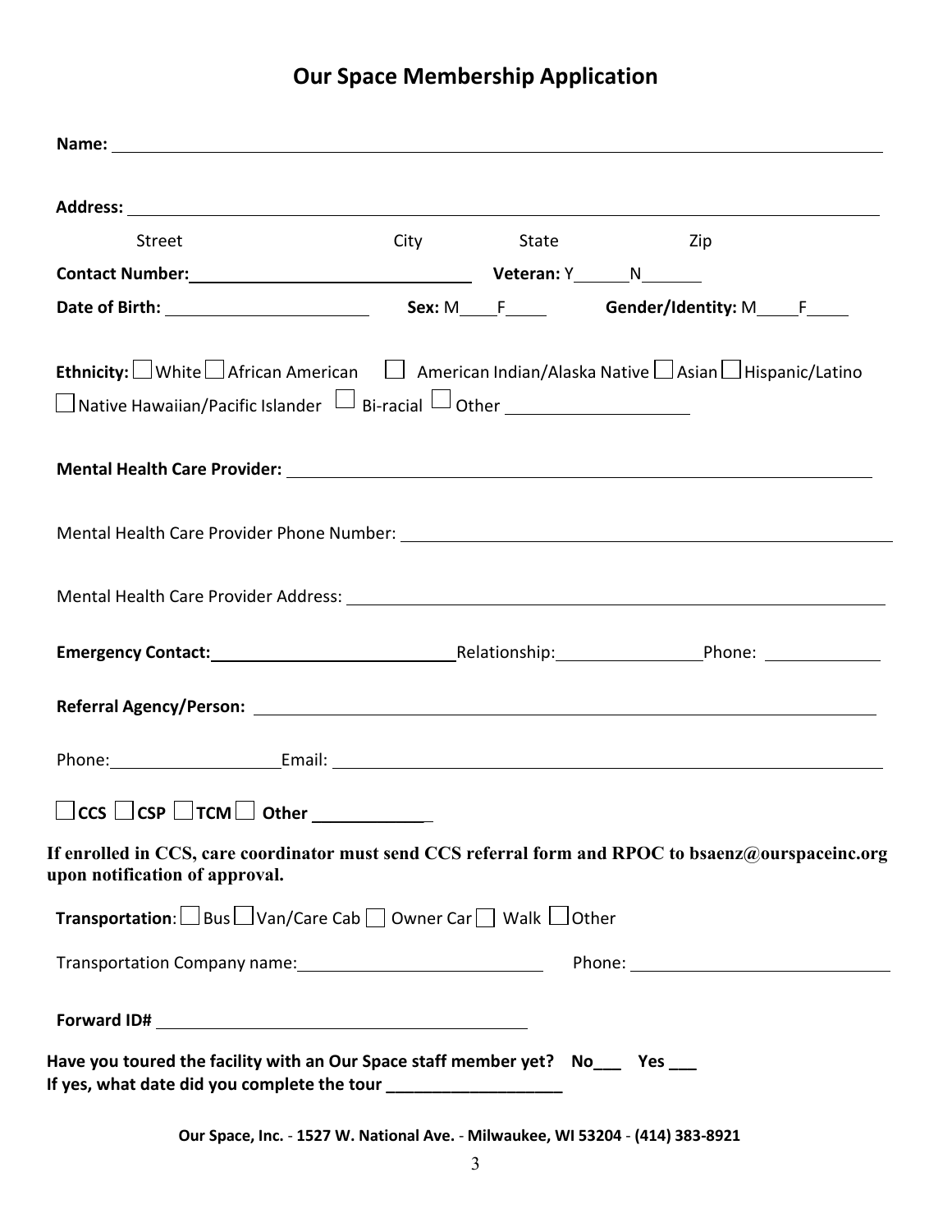# Our Space Membership Application

**Name:** ____________________________________________

**Address:** ____________________________________________

Street City State Zip

**Contact Number:** ____________________ **Veteran:** Y______N______

**Date of Birth:** ____________________ **Sex:** M____F____ **Gender/Identity:** M____F____

**Ethnicity:** ☐ White ☐ African American ☐ American Indian/Alaska Native ☐ Asian ☐ Hispanic/Latino ☐ Native Hawaiian/Pacific Islander ☐ Bi-racial ☐ Other ____________________

**Mental Health Care Provider:** ____________________________________________

Mental Health Care Provider Phone Number: ____________________________________________

Mental Health Care Provider Address: ____________________________________________

**Emergency Contact:** ____________________ Relationship: ____________________ Phone: ____________

**Referral Agency/Person:** ____________________________________________

Phone: ____________________ Email: ____________________________________________

☐ **CCS** ☐ **CSP** ☐ **TCM** ☐ **Other** ____________

**If enrolled in CCS, care coordinator must send CCS referral form and RPOC to bsaenz@ourspaceinc.org upon notification of approval.**

**Transportation**: ☐ Bus ☐ Van/Care Cab ☐ Owner Car ☐ Walk ☐ Other

Transportation Company name: ____________________ Phone: ____________________

**Forward ID#** ____________________________________________

**Have you toured the facility with an Our Space staff member yet? No___ Yes ___**
**If yes, what date did you complete the tour ___________________**

**Our Space, Inc.** - **1527 W. National Ave.** - **Milwaukee, WI 53204** - **(414) 383-8921**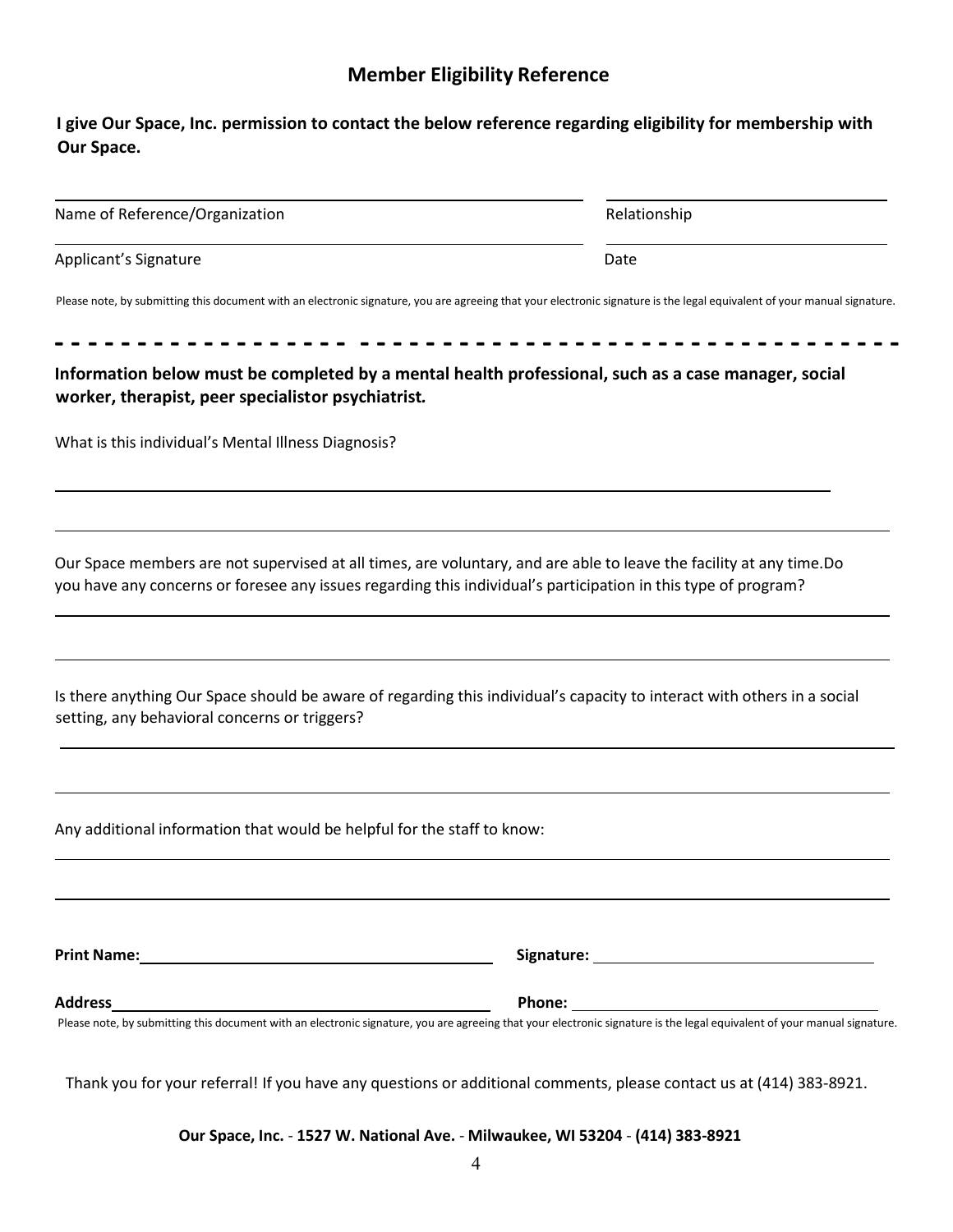## Member Eligibility Reference

**I give Our Space, Inc. permission to contact the below reference regarding eligibility for membership with Our Space.**

Name of Reference/Organization ______________________ Relationship ______________________

Applicant's Signature ______________________ Date ______________________

Please note, by submitting this document with an electronic signature, you are agreeing that your electronic signature is the legal equivalent of your manual signature.

---

**Information below must be completed by a mental health professional, such as a case manager, social worker, therapist, peer specialistor psychiatrist.**

What is this individual's Mental Illness Diagnosis?

______________________________________________

______________________________________________

Our Space members are not supervised at all times, are voluntary, and are able to leave the facility at any time.Do you have any concerns or foresee any issues regarding this individual's participation in this type of program?

______________________________________________

______________________________________________

Is there anything Our Space should be aware of regarding this individual's capacity to interact with others in a social setting, any behavioral concerns or triggers?

______________________________________________

______________________________________________

Any additional information that would be helpful for the staff to know:

______________________________________________

______________________________________________

**Print Name:** ______________________ **Signature:** ______________________

**Address** ______________________ **Phone:** ______________________

Please note, by submitting this document with an electronic signature, you are agreeing that your electronic signature is the legal equivalent of your manual signature.

Thank you for your referral! If you have any questions or additional comments, please contact us at (414) 383-8921.

**Our Space, Inc.** - **1527 W. National Ave.** - **Milwaukee, WI 53204** - **(414) 383-8921**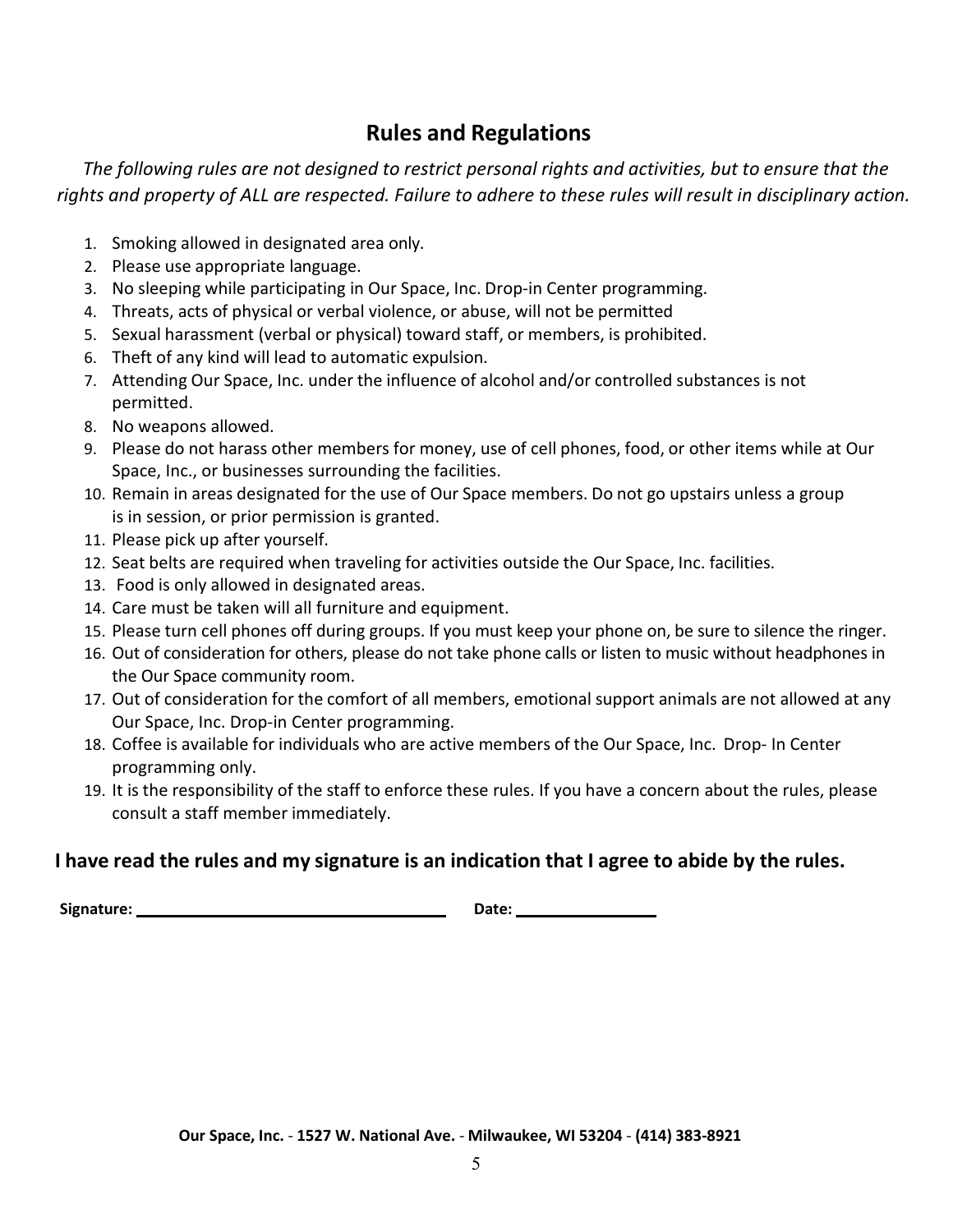## Rules and Regulations

*The following rules are not designed to restrict personal rights and activities, but to ensure that the rights and property of ALL are respected. Failure to adhere to these rules will result in disciplinary action.*

1. Smoking allowed in designated area only.
2. Please use appropriate language.
3. No sleeping while participating in Our Space, Inc. Drop-in Center programming.
4. Threats, acts of physical or verbal violence, or abuse, will not be permitted
5. Sexual harassment (verbal or physical) toward staff, or members, is prohibited.
6. Theft of any kind will lead to automatic expulsion.
7. Attending Our Space, Inc. under the influence of alcohol and/or controlled substances is not permitted.
8. No weapons allowed.
9. Please do not harass other members for money, use of cell phones, food, or other items while at Our Space, Inc., or businesses surrounding the facilities.
10. Remain in areas designated for the use of Our Space members. Do not go upstairs unless a group is in session, or prior permission is granted.
11. Please pick up after yourself.
12. Seat belts are required when traveling for activities outside the Our Space, Inc. facilities.
13. Food is only allowed in designated areas.
14. Care must be taken will all furniture and equipment.
15. Please turn cell phones off during groups. If you must keep your phone on, be sure to silence the ringer.
16. Out of consideration for others, please do not take phone calls or listen to music without headphones in the Our Space community room.
17. Out of consideration for the comfort of all members, emotional support animals are not allowed at any Our Space, Inc. Drop-in Center programming.
18. Coffee is available for individuals who are active members of the Our Space, Inc. Drop- In Center programming only.
19. It is the responsibility of the staff to enforce these rules. If you have a concern about the rules, please consult a staff member immediately.

**I have read the rules and my signature is an indication that I agree to abide by the rules.**

**Signature:** ______________________________ **Date:** ______________

**Our Space, Inc.** - **1527 W. National Ave.** - **Milwaukee, WI 53204** - **(414) 383-8921**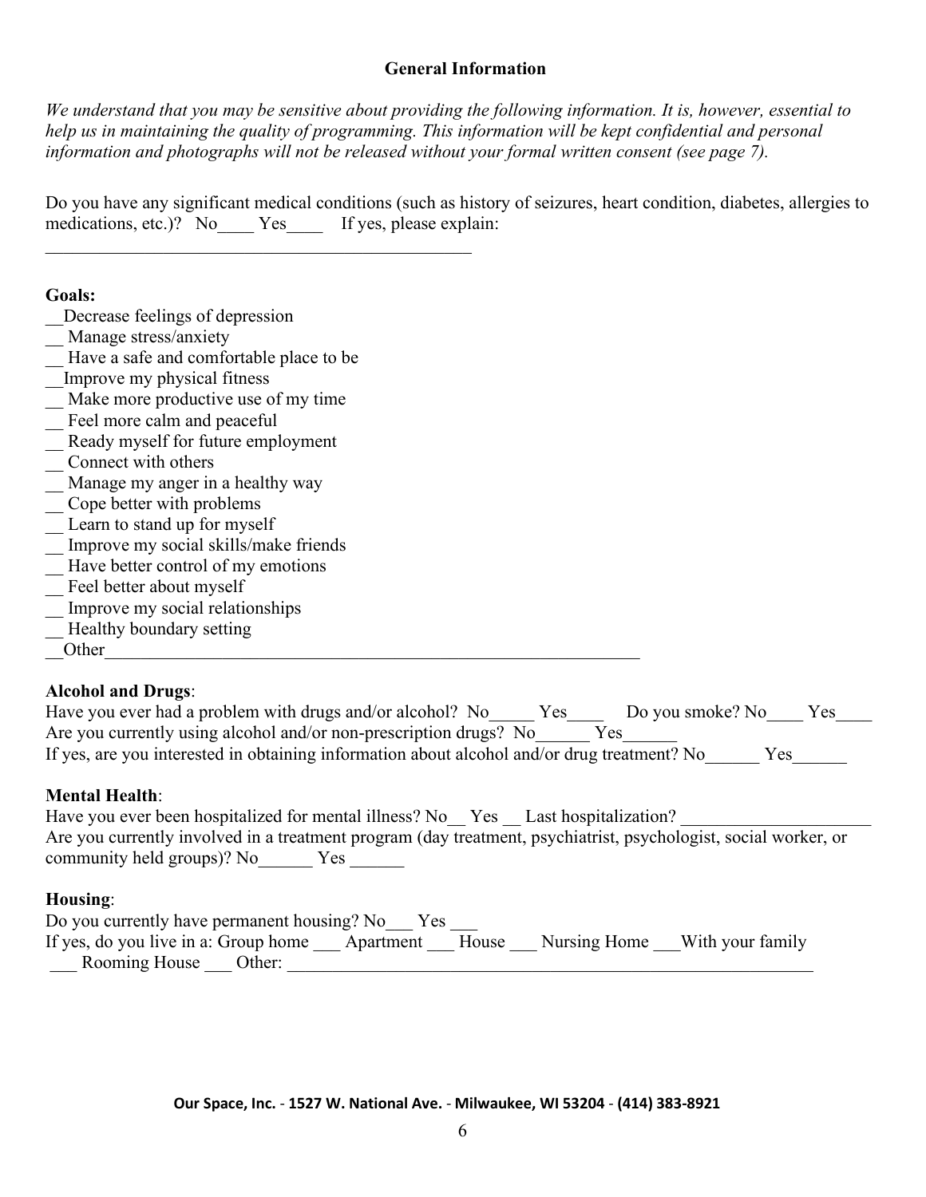## General Information

*We understand that you may be sensitive about providing the following information. It is, however, essential to help us in maintaining the quality of programming. This information will be kept confidential and personal information and photographs will not be released without your formal written consent (see page 7).*

Do you have any significant medical conditions (such as history of seizures, heart condition, diabetes, allergies to medications, etc.)? No____ Yes____ If yes, please explain:

_______________________________________________

**Goals:**

__Decrease feelings of depression
__ Manage stress/anxiety
__ Have a safe and comfortable place to be
__Improve my physical fitness
__ Make more productive use of my time
__ Feel more calm and peaceful
__ Ready myself for future employment
__ Connect with others
__ Manage my anger in a healthy way
__ Cope better with problems
__ Learn to stand up for myself
__ Improve my social skills/make friends
__ Have better control of my emotions
__ Feel better about myself
__ Improve my social relationships
__ Healthy boundary setting
__Other_____________________________________________________________

**Alcohol and Drugs**:

Have you ever had a problem with drugs and/or alcohol? No_____ Yes____ Do you smoke? No____ Yes____
Are you currently using alcohol and/or non-prescription drugs? No______ Yes______
If yes, are you interested in obtaining information about alcohol and/or drug treatment? No______ Yes______

**Mental Health**:

Have you ever been hospitalized for mental illness? No__ Yes __ Last hospitalization? _____________________
Are you currently involved in a treatment program (day treatment, psychiatrist, psychologist, social worker, or community held groups)? No______ Yes ______

**Housing**:

Do you currently have permanent housing? No___ Yes ___
If yes, do you live in a: Group home ___ Apartment ___ House ___ Nursing Home ___With your family
___ Rooming House ___ Other: _____________________________________________________________

**Our Space, Inc.** - **1527 W. National Ave.** - **Milwaukee, WI 53204** - **(414) 383-8921**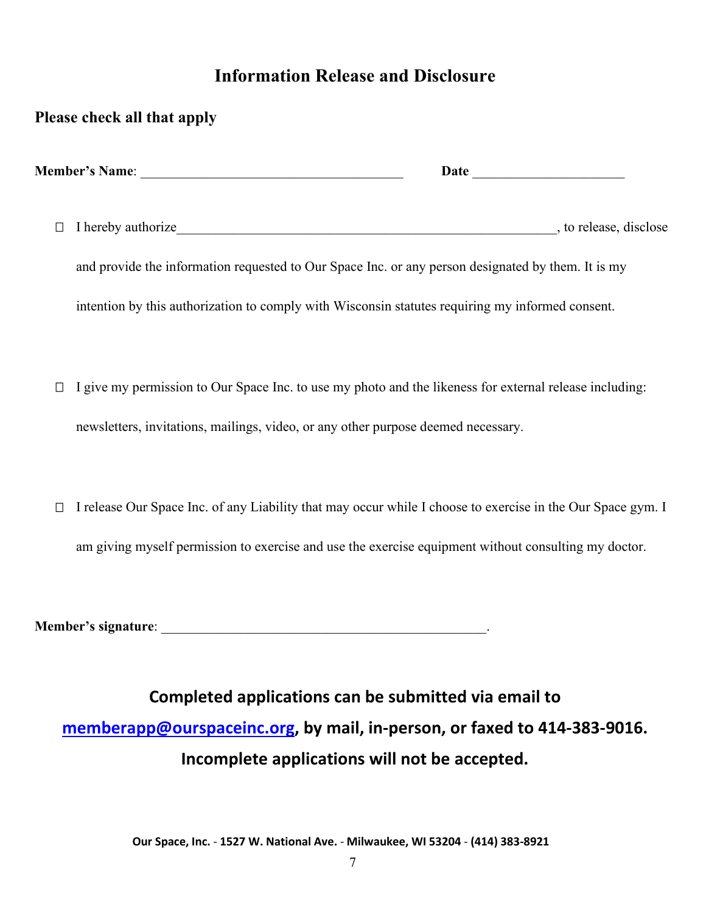# Information Release and Disclosure

**Please check all that apply**

**Member's Name**: ______________________________________ **Date** ______________________

- ☐ I hereby authorize________________________________________________________, to release, disclose and provide the information requested to Our Space Inc. or any person designated by them. It is my intention by this authorization to comply with Wisconsin statutes requiring my informed consent.

- ☐ I give my permission to Our Space Inc. to use my photo and the likeness for external release including: newsletters, invitations, mailings, video, or any other purpose deemed necessary.

- ☐ I release Our Space Inc. of any Liability that may occur while I choose to exercise in the Our Space gym. I am giving myself permission to exercise and use the exercise equipment without consulting my doctor.

**Member's signature**: ________________________________________________.

**Completed applications can be submitted via email to [memberapp@ourspaceinc.org](mailto:memberapp@ourspaceinc.org), by mail, in-person, or faxed to 414-383-9016. Incomplete applications will not be accepted.**

**Our Space, Inc.** - **1527 W. National Ave.** - **Milwaukee, WI 53204** - **(414) 383-8921**